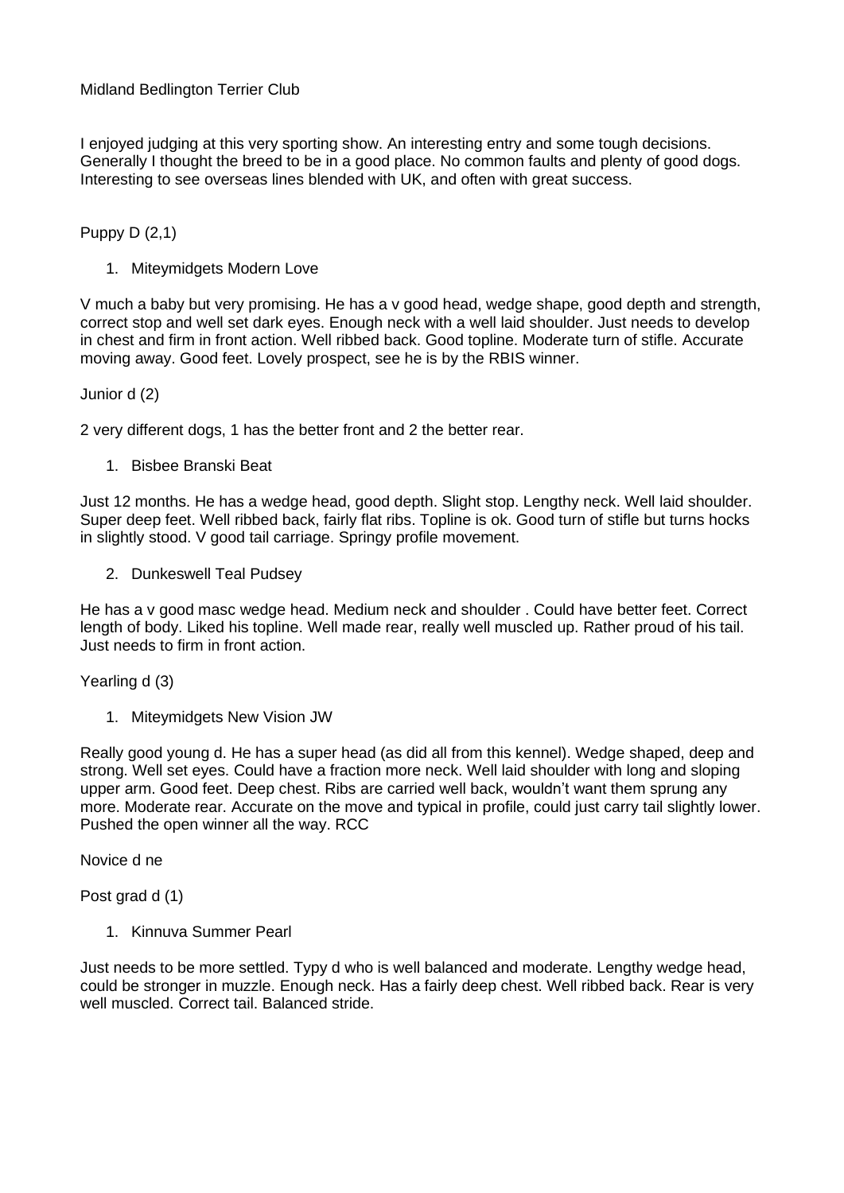Midland Bedlington Terrier Club

I enjoyed judging at this very sporting show. An interesting entry and some tough decisions. Generally I thought the breed to be in a good place. No common faults and plenty of good dogs. Interesting to see overseas lines blended with UK, and often with great success.

Puppy D (2,1)

1. Miteymidgets Modern Love

V much a baby but very promising. He has a v good head, wedge shape, good depth and strength, correct stop and well set dark eyes. Enough neck with a well laid shoulder. Just needs to develop in chest and firm in front action. Well ribbed back. Good topline. Moderate turn of stifle. Accurate moving away. Good feet. Lovely prospect, see he is by the RBIS winner.

Junior d (2)

2 very different dogs, 1 has the better front and 2 the better rear.

1. Bisbee Branski Beat

Just 12 months. He has a wedge head, good depth. Slight stop. Lengthy neck. Well laid shoulder. Super deep feet. Well ribbed back, fairly flat ribs. Topline is ok. Good turn of stifle but turns hocks in slightly stood. V good tail carriage. Springy profile movement.

2. Dunkeswell Teal Pudsey

He has a v good masc wedge head. Medium neck and shoulder . Could have better feet. Correct length of body. Liked his topline. Well made rear, really well muscled up. Rather proud of his tail. Just needs to firm in front action.

Yearling d (3)

1. Miteymidgets New Vision JW

Really good young d. He has a super head (as did all from this kennel). Wedge shaped, deep and strong. Well set eyes. Could have a fraction more neck. Well laid shoulder with long and sloping upper arm. Good feet. Deep chest. Ribs are carried well back, wouldn't want them sprung any more. Moderate rear. Accurate on the move and typical in profile, could just carry tail slightly lower. Pushed the open winner all the way. RCC

Novice d ne

Post grad d (1)

1. Kinnuva Summer Pearl

Just needs to be more settled. Typy d who is well balanced and moderate. Lengthy wedge head, could be stronger in muzzle. Enough neck. Has a fairly deep chest. Well ribbed back. Rear is very well muscled. Correct tail. Balanced stride.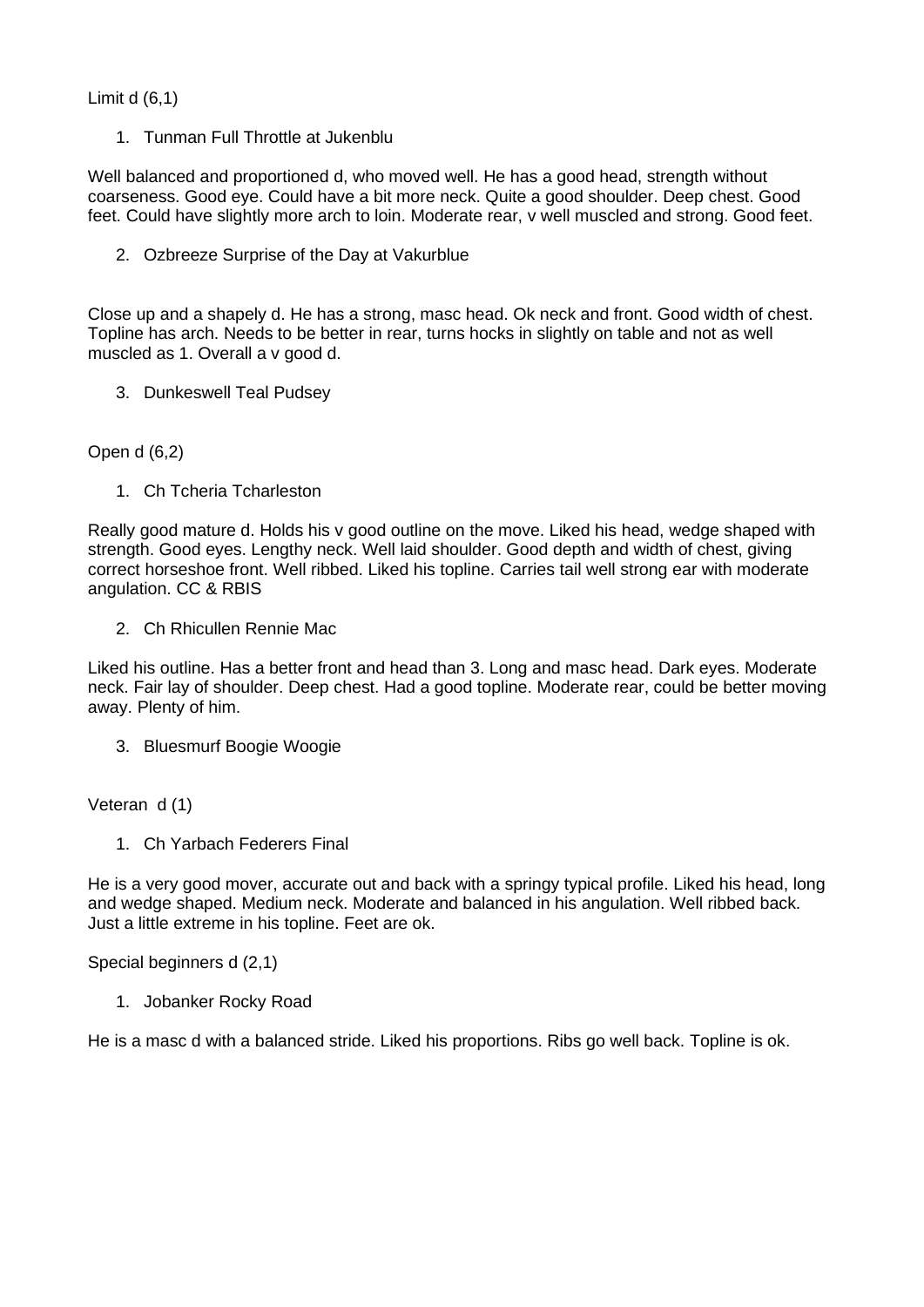Limit d (6,1)

1. Tunman Full Throttle at Jukenblu

Well balanced and proportioned d, who moved well. He has a good head, strength without coarseness. Good eye. Could have a bit more neck. Quite a good shoulder. Deep chest. Good feet. Could have slightly more arch to loin. Moderate rear, v well muscled and strong. Good feet.

2. Ozbreeze Surprise of the Day at Vakurblue

Close up and a shapely d. He has a strong, masc head. Ok neck and front. Good width of chest. Topline has arch. Needs to be better in rear, turns hocks in slightly on table and not as well muscled as 1. Overall a v good d.

3. Dunkeswell Teal Pudsey

Open d (6,2)

1. Ch Tcheria Tcharleston

Really good mature d. Holds his v good outline on the move. Liked his head, wedge shaped with strength. Good eyes. Lengthy neck. Well laid shoulder. Good depth and width of chest, giving correct horseshoe front. Well ribbed. Liked his topline. Carries tail well strong ear with moderate angulation. CC & RBIS

2. Ch Rhicullen Rennie Mac

Liked his outline. Has a better front and head than 3. Long and masc head. Dark eyes. Moderate neck. Fair lay of shoulder. Deep chest. Had a good topline. Moderate rear, could be better moving away. Plenty of him.

3. Bluesmurf Boogie Woogie

Veteran d (1)

1. Ch Yarbach Federers Final

He is a very good mover, accurate out and back with a springy typical profile. Liked his head, long and wedge shaped. Medium neck. Moderate and balanced in his angulation. Well ribbed back. Just a little extreme in his topline. Feet are ok.

Special beginners d (2,1)

1. Jobanker Rocky Road

He is a masc d with a balanced stride. Liked his proportions. Ribs go well back. Topline is ok.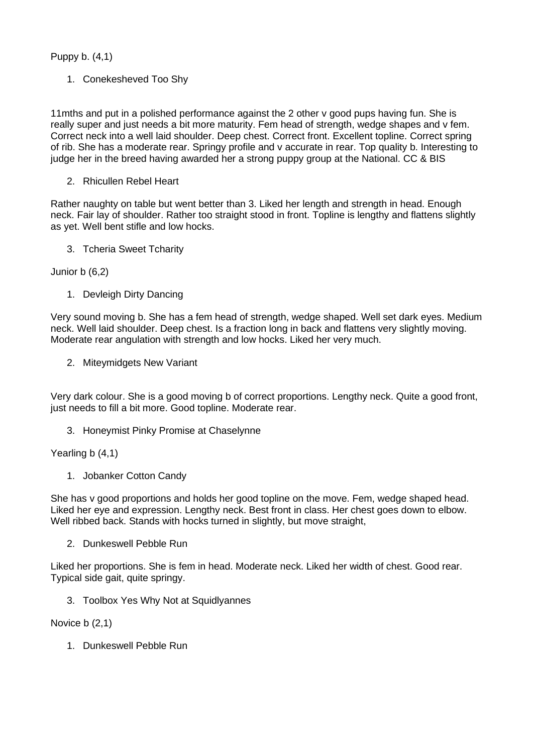Puppy b. (4,1)

1. Conekesheved Too Shy

11mths and put in a polished performance against the 2 other v good pups having fun. She is really super and just needs a bit more maturity. Fem head of strength, wedge shapes and v fem. Correct neck into a well laid shoulder. Deep chest. Correct front. Excellent topline. Correct spring of rib. She has a moderate rear. Springy profile and v accurate in rear. Top quality b. Interesting to judge her in the breed having awarded her a strong puppy group at the National. CC & BIS

2. Rhicullen Rebel Heart

Rather naughty on table but went better than 3. Liked her length and strength in head. Enough neck. Fair lay of shoulder. Rather too straight stood in front. Topline is lengthy and flattens slightly as yet. Well bent stifle and low hocks.

3. Tcheria Sweet Tcharity

Junior b (6,2)

1. Devleigh Dirty Dancing

Very sound moving b. She has a fem head of strength, wedge shaped. Well set dark eyes. Medium neck. Well laid shoulder. Deep chest. Is a fraction long in back and flattens very slightly moving. Moderate rear angulation with strength and low hocks. Liked her very much.

2. Miteymidgets New Variant

Very dark colour. She is a good moving b of correct proportions. Lengthy neck. Quite a good front, just needs to fill a bit more. Good topline. Moderate rear.

3. Honeymist Pinky Promise at Chaselynne

Yearling b (4,1)

1. Jobanker Cotton Candy

She has v good proportions and holds her good topline on the move. Fem, wedge shaped head. Liked her eye and expression. Lengthy neck. Best front in class. Her chest goes down to elbow. Well ribbed back. Stands with hocks turned in slightly, but move straight,

2. Dunkeswell Pebble Run

Liked her proportions. She is fem in head. Moderate neck. Liked her width of chest. Good rear. Typical side gait, quite springy.

3. Toolbox Yes Why Not at Squidlyannes

Novice b (2,1)

1. Dunkeswell Pebble Run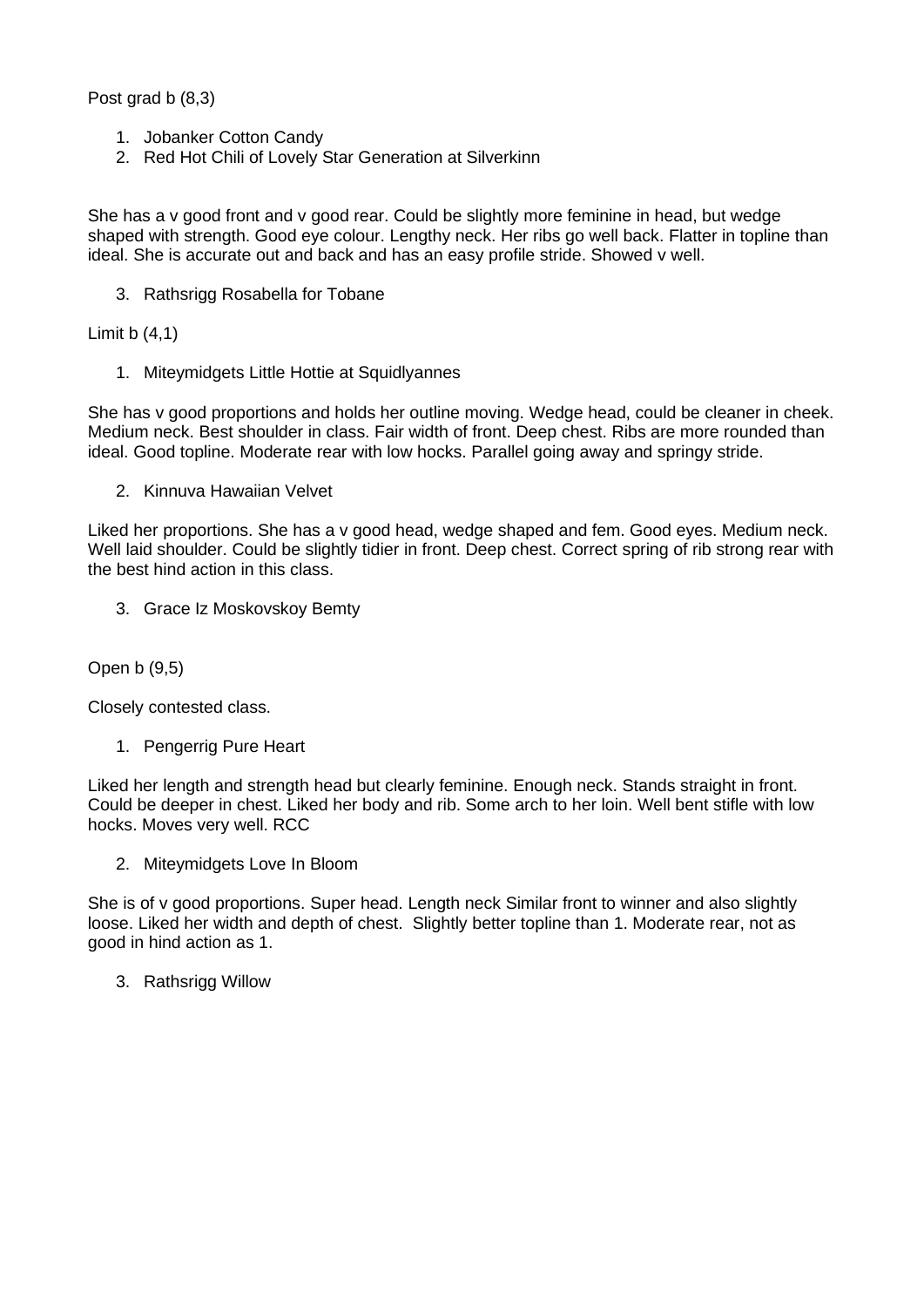Post grad b (8,3)

1. Jobanker Cotton Candy
2. Red Hot Chili of Lovely Star Generation at Silverkinn

She has a v good front and v good rear. Could be slightly more feminine in head, but wedge shaped with strength. Good eye colour. Lengthy neck. Her ribs go well back. Flatter in topline than ideal. She is accurate out and back and has an easy profile stride. Showed v well.

3. Rathsrigg Rosabella for Tobane

Limit b (4,1)

1. Miteymidgets Little Hottie at Squidlyannes

She has v good proportions and holds her outline moving. Wedge head, could be cleaner in cheek. Medium neck. Best shoulder in class. Fair width of front. Deep chest. Ribs are more rounded than ideal. Good topline. Moderate rear with low hocks. Parallel going away and springy stride.

2. Kinnuva Hawaiian Velvet

Liked her proportions. She has a v good head, wedge shaped and fem. Good eyes. Medium neck. Well laid shoulder. Could be slightly tidier in front. Deep chest. Correct spring of rib strong rear with the best hind action in this class.

3. Grace Iz Moskovskoy Bemty

Open b (9,5)

Closely contested class.

1. Pengerrig Pure Heart

Liked her length and strength head but clearly feminine. Enough neck. Stands straight in front. Could be deeper in chest. Liked her body and rib. Some arch to her loin. Well bent stifle with low hocks. Moves very well. RCC

2. Miteymidgets Love In Bloom

She is of v good proportions. Super head. Length neck Similar front to winner and also slightly loose. Liked her width and depth of chest. Slightly better topline than 1. Moderate rear, not as good in hind action as 1.

3. Rathsrigg Willow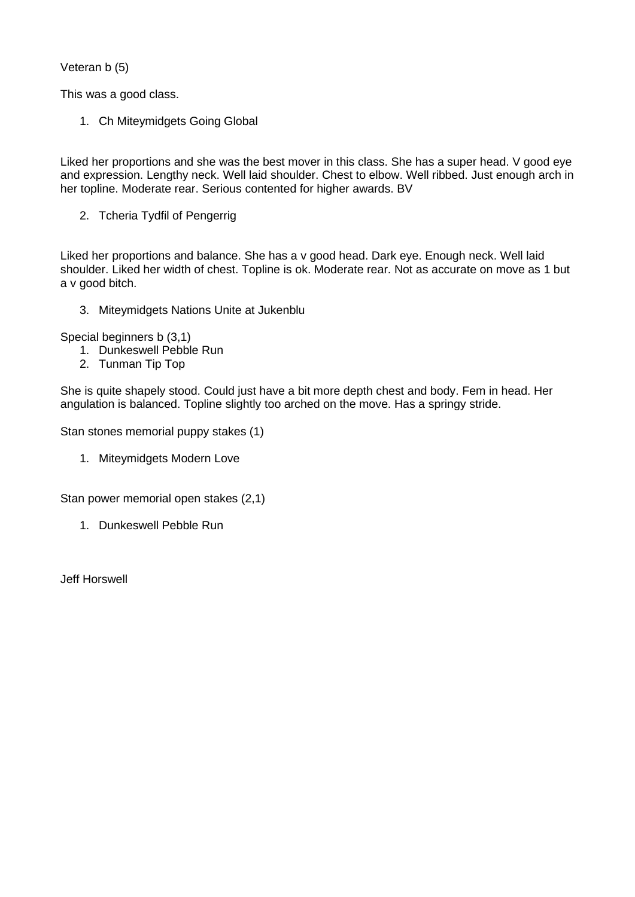Veteran b (5)

This was a good class.

1. Ch Miteymidgets Going Global

Liked her proportions and she was the best mover in this class. She has a super head. V good eye and expression. Lengthy neck. Well laid shoulder. Chest to elbow. Well ribbed. Just enough arch in her topline. Moderate rear. Serious contented for higher awards. BV

2. Tcheria Tydfil of Pengerrig

Liked her proportions and balance. She has a v good head. Dark eye. Enough neck. Well laid shoulder. Liked her width of chest. Topline is ok. Moderate rear. Not as accurate on move as 1 but a v good bitch.

3. Miteymidgets Nations Unite at Jukenblu

Special beginners b (3,1)

1. Dunkeswell Pebble Run
2. Tunman Tip Top

She is quite shapely stood. Could just have a bit more depth chest and body. Fem in head. Her angulation is balanced. Topline slightly too arched on the move. Has a springy stride.

Stan stones memorial puppy stakes (1)

1. Miteymidgets Modern Love

Stan power memorial open stakes (2,1)

1. Dunkeswell Pebble Run

Jeff Horswell